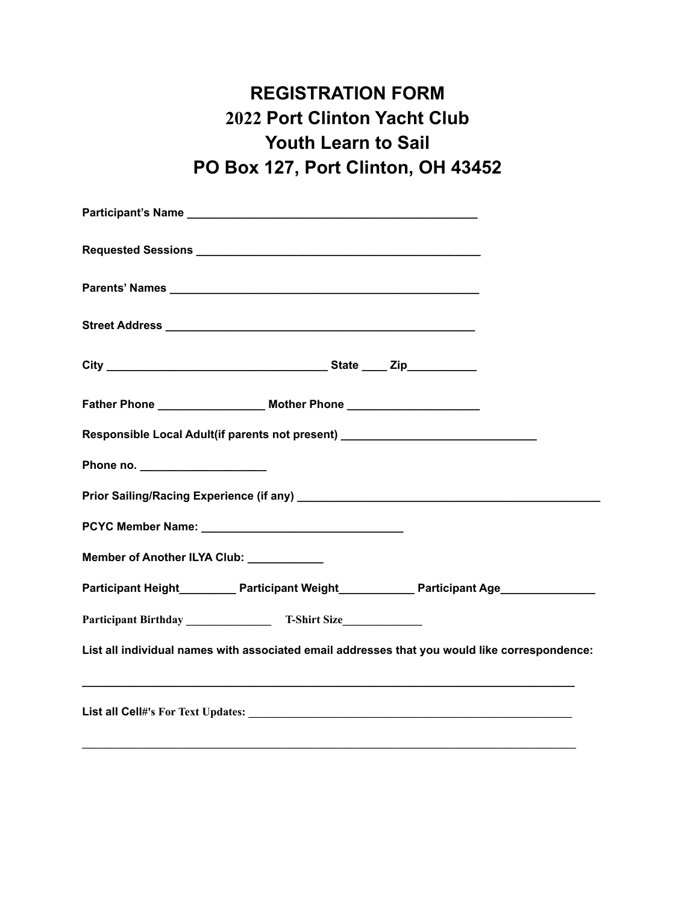# REGISTRATION FORM
# 2022 Port Clinton Yacht Club
# Youth Learn to Sail
# PO Box 127, Port Clinton, OH 43452

**Participant's Name** _______________________________________________

**Requested Sessions** _______________________________________________

**Parents' Names** _______________________________________________

**Street Address** _______________________________________________

**City** __________________________________ **State** ____ **Zip**___________

**Father Phone** _________________ **Mother Phone** ____________________

**Responsible Local Adult(if parents not present)** ______________________________

**Phone no.** ___________________

**Prior Sailing/Racing Experience (if any)** ________________________________________________

**PCYC Member Name:** _______________________________

**Member of Another ILYA Club:** ____________

**Participant Height**_________ **Participant Weight**____________ **Participant Age**_______________

**Participant Birthday** _______________ **T-Shirt Size**______________

**List all individual names with associated email addresses that you would like correspondence:**

______________________________________________________________________________

**List all Cell#'s For Text Updates:** _______________________________________________________

______________________________________________________________________________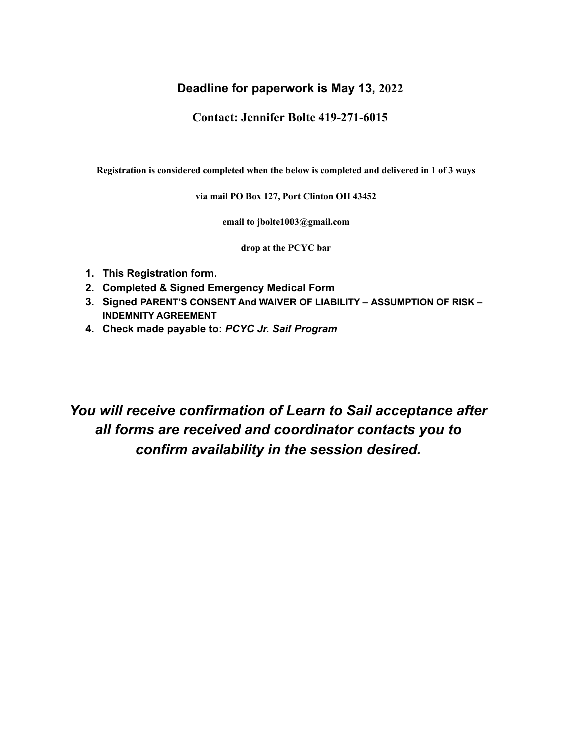**Deadline for paperwork is May 13, 2022**

**Contact: Jennifer Bolte 419-271-6015**

**Registration is considered completed when the below is completed and delivered in 1 of 3 ways**

**via mail PO Box 127, Port Clinton OH 43452**

**email to jbolte1003@gmail.com**

**drop at the PCYC bar**

1. **This Registration form.**
2. **Completed & Signed Emergency Medical Form**
3. **Signed PARENT'S CONSENT And WAIVER OF LIABILITY – ASSUMPTION OF RISK – INDEMNITY AGREEMENT**
4. **Check made payable to: *PCYC Jr. Sail Program***

***You will receive confirmation of Learn to Sail acceptance after all forms are received and coordinator contacts you to confirm availability in the session desired.***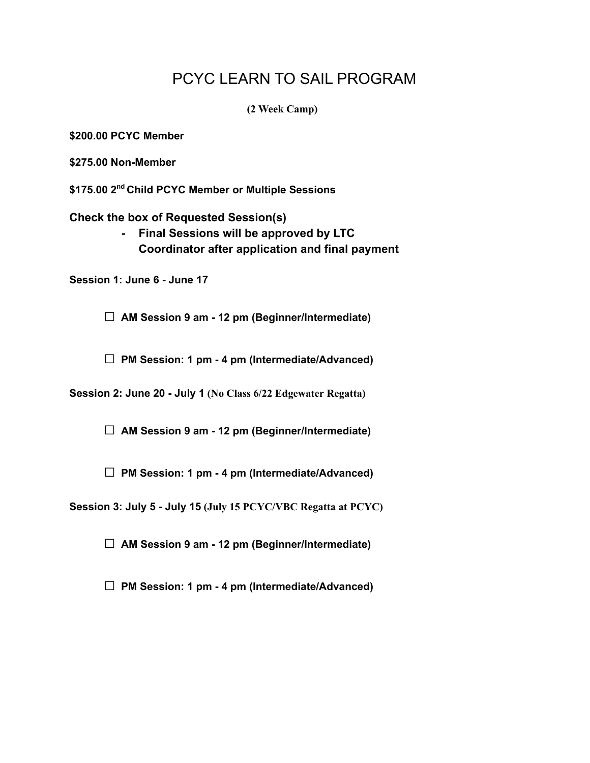# PCYC LEARN TO SAIL PROGRAM

**(2 Week Camp)**

**$200.00 PCYC Member**

**$275.00 Non-Member**

**$175.00 2nd Child PCYC Member or Multiple Sessions**

**Check the box of Requested Session(s)**

- **Final Sessions will be approved by LTC Coordinator after application and final payment**

**Session 1: June 6 - June 17**

☐ **AM Session 9 am - 12 pm (Beginner/Intermediate)**

☐ **PM Session: 1 pm - 4 pm (Intermediate/Advanced)**

**Session 2: June 20 - July 1 (No Class 6/22 Edgewater Regatta)**

☐ **AM Session 9 am - 12 pm (Beginner/Intermediate)**

☐ **PM Session: 1 pm - 4 pm (Intermediate/Advanced)**

**Session 3: July 5 - July 15 (July 15 PCYC/VBC Regatta at PCYC)**

☐ **AM Session 9 am - 12 pm (Beginner/Intermediate)**

☐ **PM Session: 1 pm - 4 pm (Intermediate/Advanced)**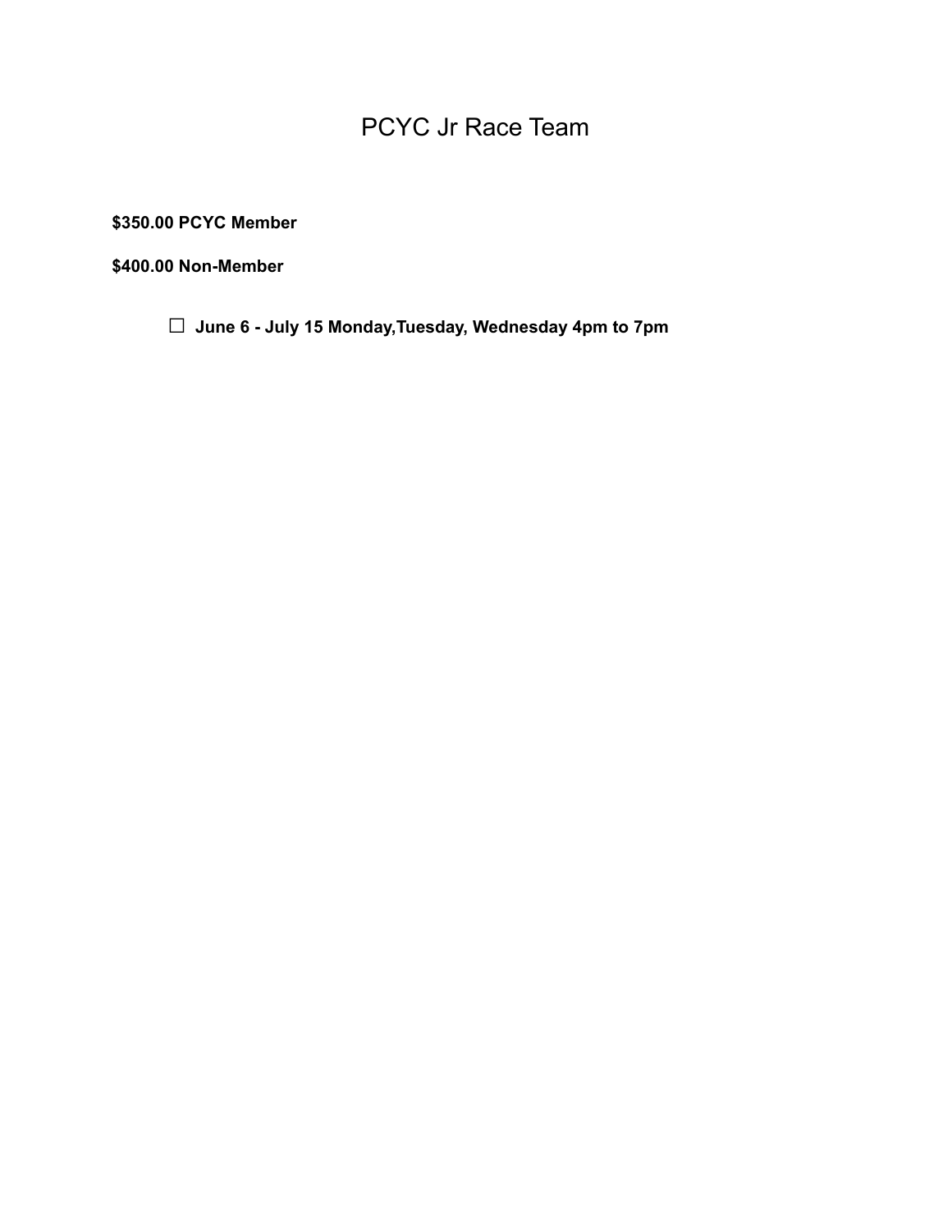# PCYC Jr Race Team

**$350.00 PCYC Member**

**$400.00 Non-Member**

- ☐ **June 6 - July 15 Monday,Tuesday, Wednesday 4pm to 7pm**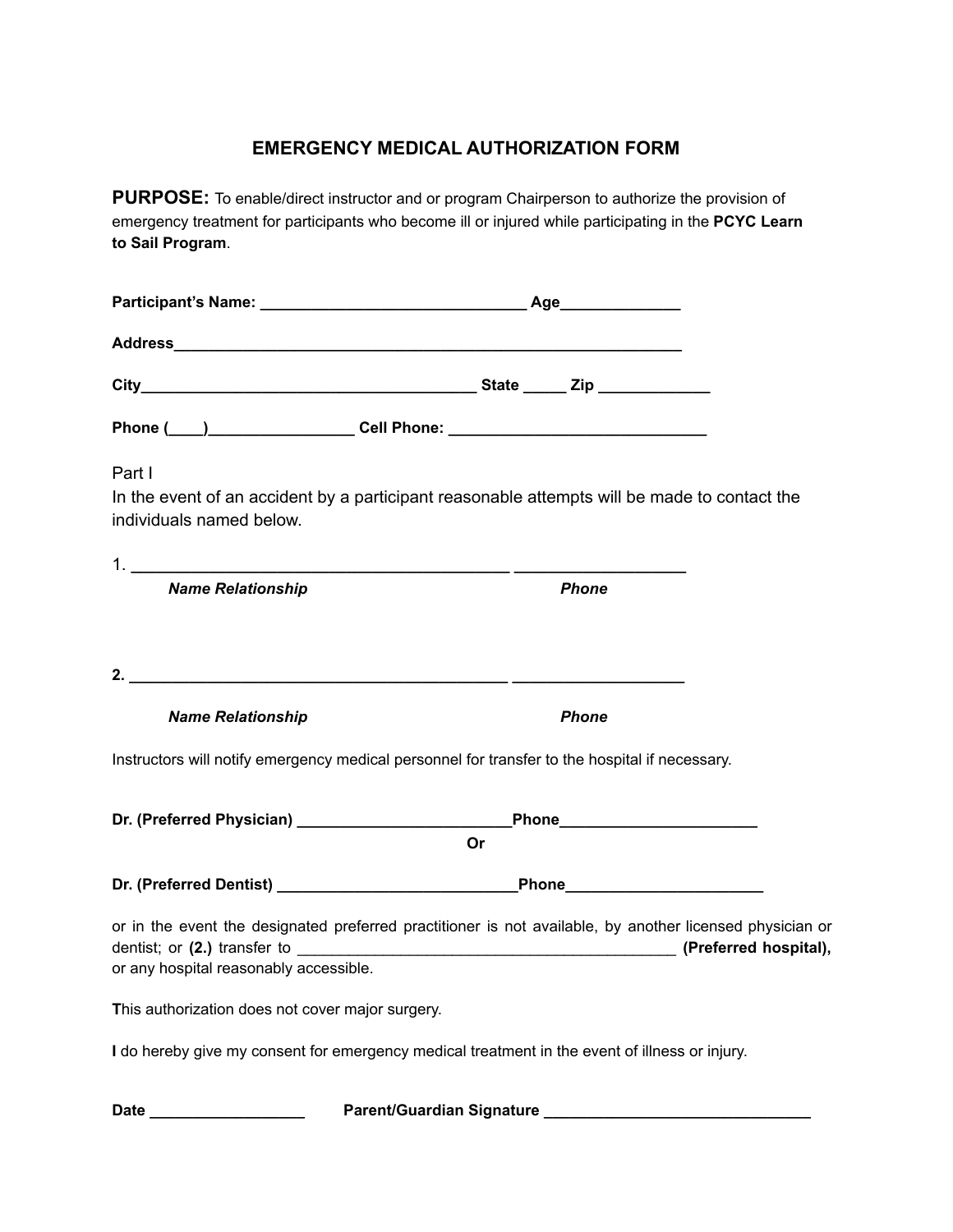# EMERGENCY MEDICAL AUTHORIZATION FORM

**PURPOSE:** To enable/direct instructor and or program Chairperson to authorize the provision of emergency treatment for participants who become ill or injured while participating in the **PCYC Learn to Sail Program**.

**Participant's Name: _______________________________ Age______________**

**Address______________________________________________________________**

**City________________________________________ State _____ Zip _____________**

**Phone (____)_________________ Cell Phone: ______________________________**

Part I

In the event of an accident by a participant reasonable attempts will be made to contact the individuals named below.

1. **____________________________________________ ____________________**

***Name Relationship*** ***Phone***

**2. ____________________________________________ ____________________**

***Name Relationship*** ***Phone***

Instructors will notify emergency medical personnel for transfer to the hospital if necessary.

**Dr. (Preferred Physician) _________________________Phone_______________________**

**Or**

**Dr. (Preferred Dentist) ____________________________Phone_______________________**

or in the event the designated preferred practitioner is not available, by another licensed physician or dentist; or **(2.)** transfer to ______________________________________________ **(Preferred hospital),** or any hospital reasonably accessible.

**T**his authorization does not cover major surgery.

**I** do hereby give my consent for emergency medical treatment in the event of illness or injury.

**Date __________________** **Parent/Guardian Signature _______________________________**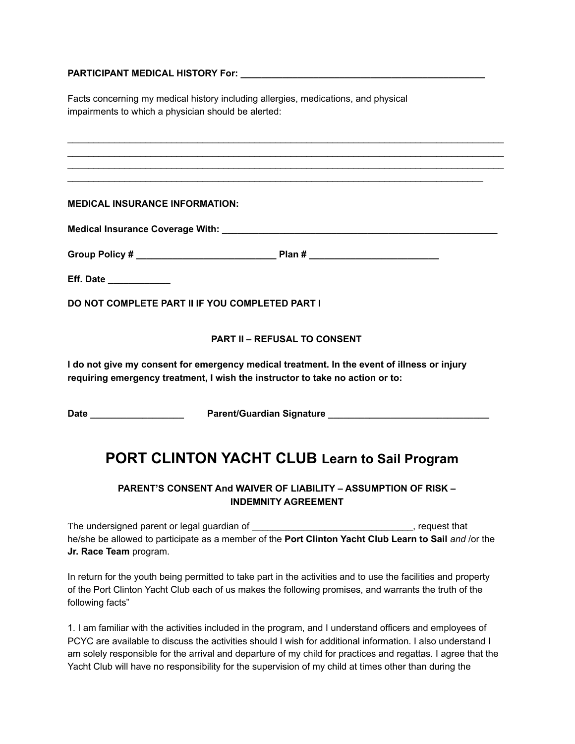**PARTICIPANT MEDICAL HISTORY For: ________________________________________________**

Facts concerning my medical history including allergies, medications, and physical impairments to which a physician should be alerted:

_____________________________________________________________________________________
_____________________________________________________________________________________
_____________________________________________________________________________________
_________________________________________________________________________________

**MEDICAL INSURANCE INFORMATION:**

**Medical Insurance Coverage With: _______________________________________________________**

**Group Policy # ____________________________ Plan # _________________________**

**Eff. Date ____________**

**DO NOT COMPLETE PART II IF YOU COMPLETED PART I**

**PART II – REFUSAL TO CONSENT**

**I do not give my consent for emergency medical treatment. In the event of illness or injury requiring emergency treatment, I wish the instructor to take no action or to:**

**Date __________________ Parent/Guardian Signature _______________________________**

# PORT CLINTON YACHT CLUB Learn to Sail Program

### PARENT'S CONSENT And WAIVER OF LIABILITY – ASSUMPTION OF RISK – INDEMNITY AGREEMENT

The undersigned parent or legal guardian of ______________________________, request that he/she be allowed to participate as a member of the **Port Clinton Yacht Club Learn to Sail** *and* /or the **Jr. Race Team** program.

In return for the youth being permitted to take part in the activities and to use the facilities and property of the Port Clinton Yacht Club each of us makes the following promises, and warrants the truth of the following facts"

1. I am familiar with the activities included in the program, and I understand officers and employees of PCYC are available to discuss the activities should I wish for additional information. I also understand I am solely responsible for the arrival and departure of my child for practices and regattas. I agree that the Yacht Club will have no responsibility for the supervision of my child at times other than during the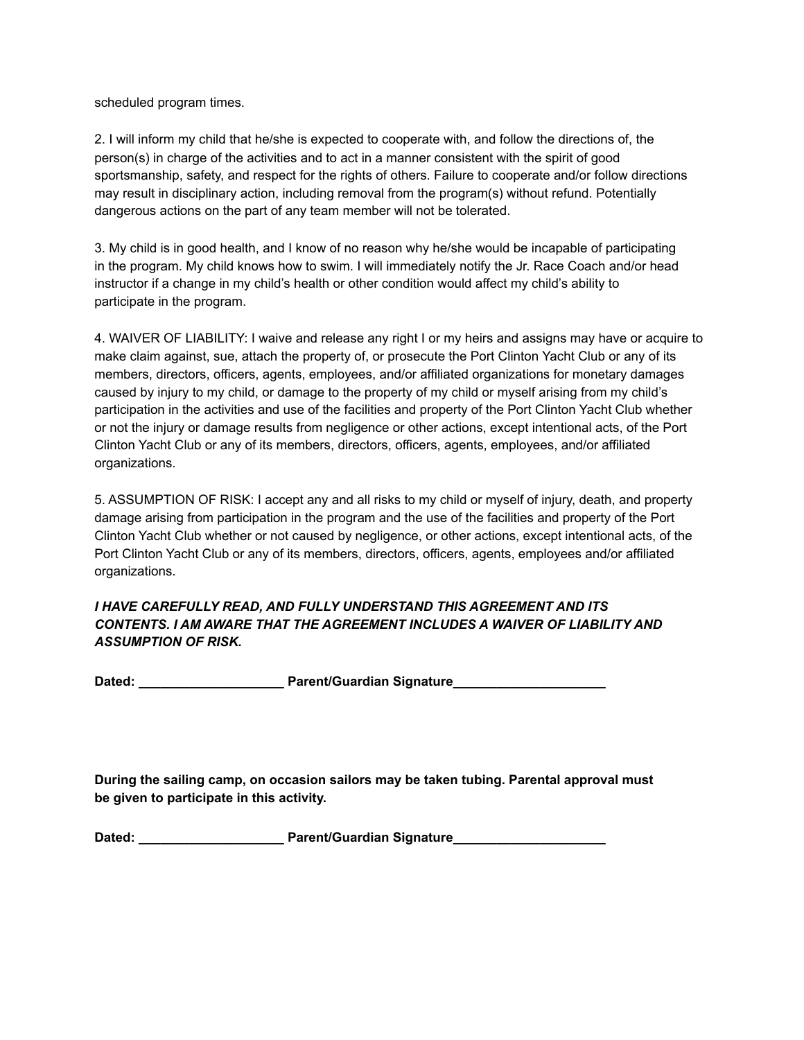scheduled program times.

2. I will inform my child that he/she is expected to cooperate with, and follow the directions of, the person(s) in charge of the activities and to act in a manner consistent with the spirit of good sportsmanship, safety, and respect for the rights of others. Failure to cooperate and/or follow directions may result in disciplinary action, including removal from the program(s) without refund. Potentially dangerous actions on the part of any team member will not be tolerated.

3. My child is in good health, and I know of no reason why he/she would be incapable of participating in the program. My child knows how to swim. I will immediately notify the Jr. Race Coach and/or head instructor if a change in my child's health or other condition would affect my child's ability to participate in the program.

4. WAIVER OF LIABILITY: I waive and release any right I or my heirs and assigns may have or acquire to make claim against, sue, attach the property of, or prosecute the Port Clinton Yacht Club or any of its members, directors, officers, agents, employees, and/or affiliated organizations for monetary damages caused by injury to my child, or damage to the property of my child or myself arising from my child's participation in the activities and use of the facilities and property of the Port Clinton Yacht Club whether or not the injury or damage results from negligence or other actions, except intentional acts, of the Port Clinton Yacht Club or any of its members, directors, officers, agents, employees, and/or affiliated organizations.

5. ASSUMPTION OF RISK: I accept any and all risks to my child or myself of injury, death, and property damage arising from participation in the program and the use of the facilities and property of the Port Clinton Yacht Club whether or not caused by negligence, or other actions, except intentional acts, of the Port Clinton Yacht Club or any of its members, directors, officers, agents, employees and/or affiliated organizations.

***I HAVE CAREFULLY READ, AND FULLY UNDERSTAND THIS AGREEMENT AND ITS CONTENTS. I AM AWARE THAT THE AGREEMENT INCLUDES A WAIVER OF LIABILITY AND ASSUMPTION OF RISK.***

**Dated: ____________________ Parent/Guardian Signature_____________________**

**During the sailing camp, on occasion sailors may be taken tubing. Parental approval must be given to participate in this activity.**

**Dated: ____________________ Parent/Guardian Signature_____________________**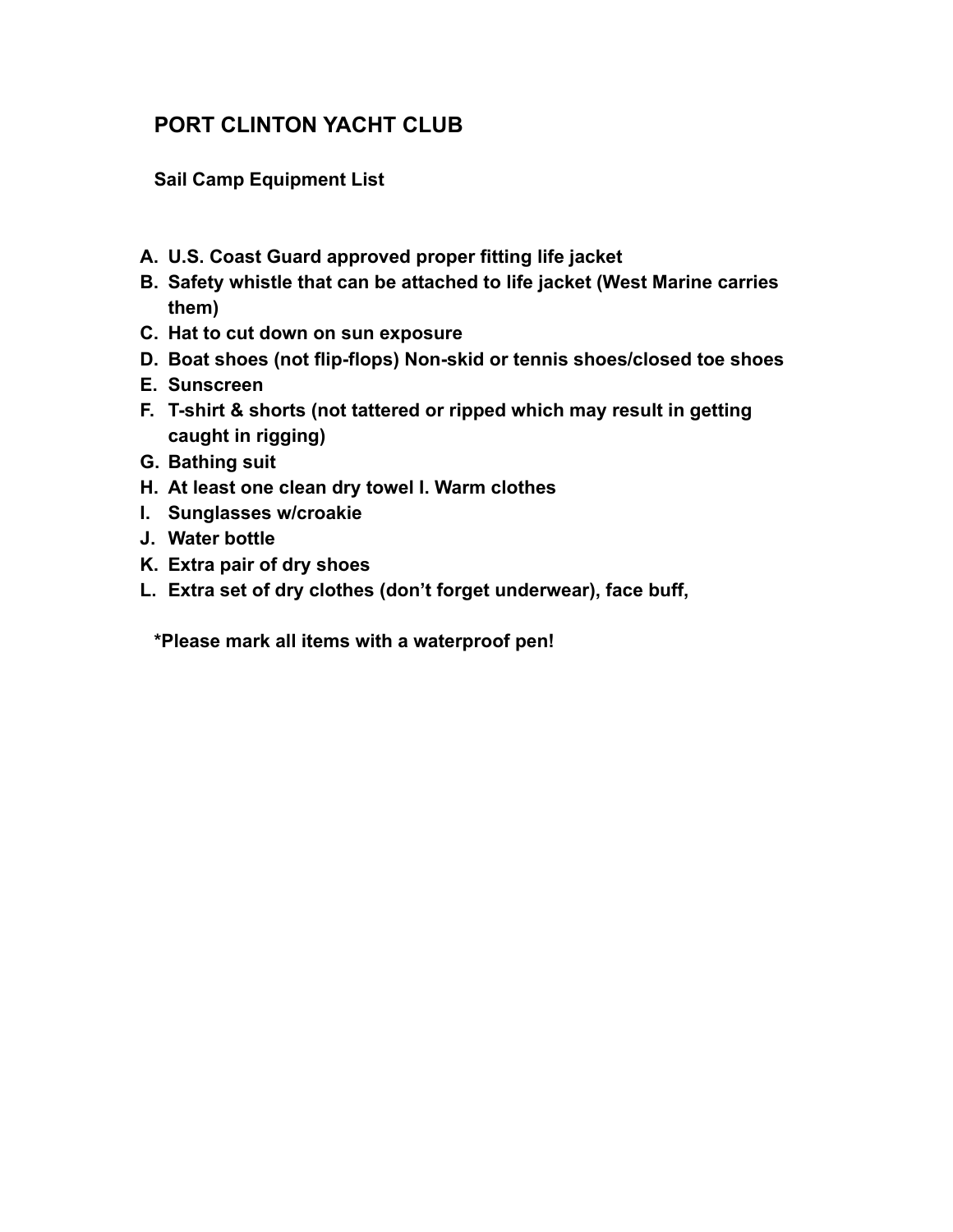## PORT CLINTON YACHT CLUB

**Sail Camp Equipment List**

- **A. U.S. Coast Guard approved proper fitting life jacket**
- **B. Safety whistle that can be attached to life jacket (West Marine carries them)**
- **C. Hat to cut down on sun exposure**
- **D. Boat shoes (not flip-flops) Non-skid or tennis shoes/closed toe shoes**
- **E. Sunscreen**
- **F. T-shirt & shorts (not tattered or ripped which may result in getting caught in rigging)**
- **G. Bathing suit**
- **H. At least one clean dry towel I. Warm clothes**
- **I. Sunglasses w/croakie**
- **J. Water bottle**
- **K. Extra pair of dry shoes**
- **L. Extra set of dry clothes (don't forget underwear), face buff,**

**\*Please mark all items with a waterproof pen!**